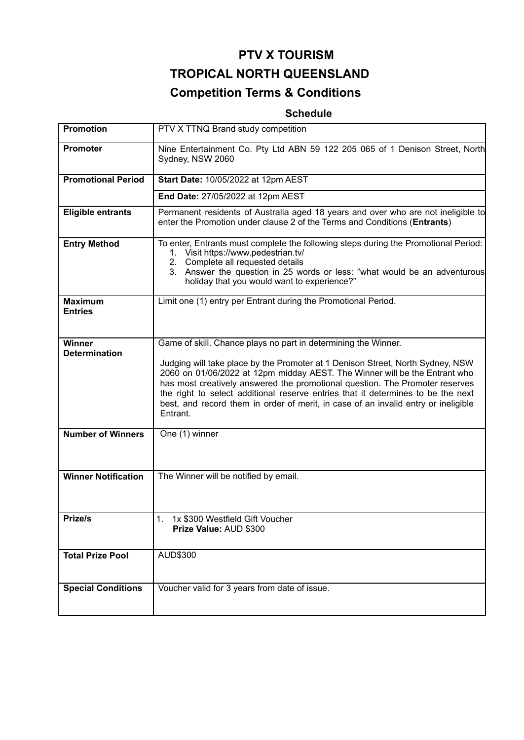# PTV X TOURISM

# TROPICAL NORTH QUEENSLAND

# Competition Terms & Conditions

## Schedule

| | |
|---|---|
| **Promotion** | PTV X TTNQ Brand study competition |
| **Promoter** | Nine Entertainment Co. Pty Ltd ABN 59 122 205 065 of 1 Denison Street, North Sydney, NSW 2060 |
| **Promotional Period** | **Start Date:** 10/05/2022 at 12pm AEST |
| | **End Date:** 27/05/2022 at 12pm AEST |
| **Eligible entrants** | Permanent residents of Australia aged 18 years and over who are not ineligible to enter the Promotion under clause 2 of the Terms and Conditions (**Entrants**) |
| **Entry Method** | To enter, Entrants must complete the following steps during the Promotional Period: 1. Visit https://www.pedestrian.tv/ 2. Complete all requested details 3. Answer the question in 25 words or less: "what would be an adventurous holiday that you would want to experience?" |
| **Maximum Entries** | Limit one (1) entry per Entrant during the Promotional Period. |
| **Winner Determination** | Game of skill. Chance plays no part in determining the Winner. Judging will take place by the Promoter at 1 Denison Street, North Sydney, NSW 2060 on 01/06/2022 at 12pm midday AEST. The Winner will be the Entrant who has most creatively answered the promotional question. The Promoter reserves the right to select additional reserve entries that it determines to be the next best, and record them in order of merit, in case of an invalid entry or ineligible Entrant. |
| **Number of Winners** | One (1) winner |
| **Winner Notification** | The Winner will be notified by email. |
| **Prize/s** | 1. 1x $300 Westfield Gift Voucher **Prize Value:** AUD $300 |
| **Total Prize Pool** | AUD$300 |
| **Special Conditions** | Voucher valid for 3 years from date of issue. |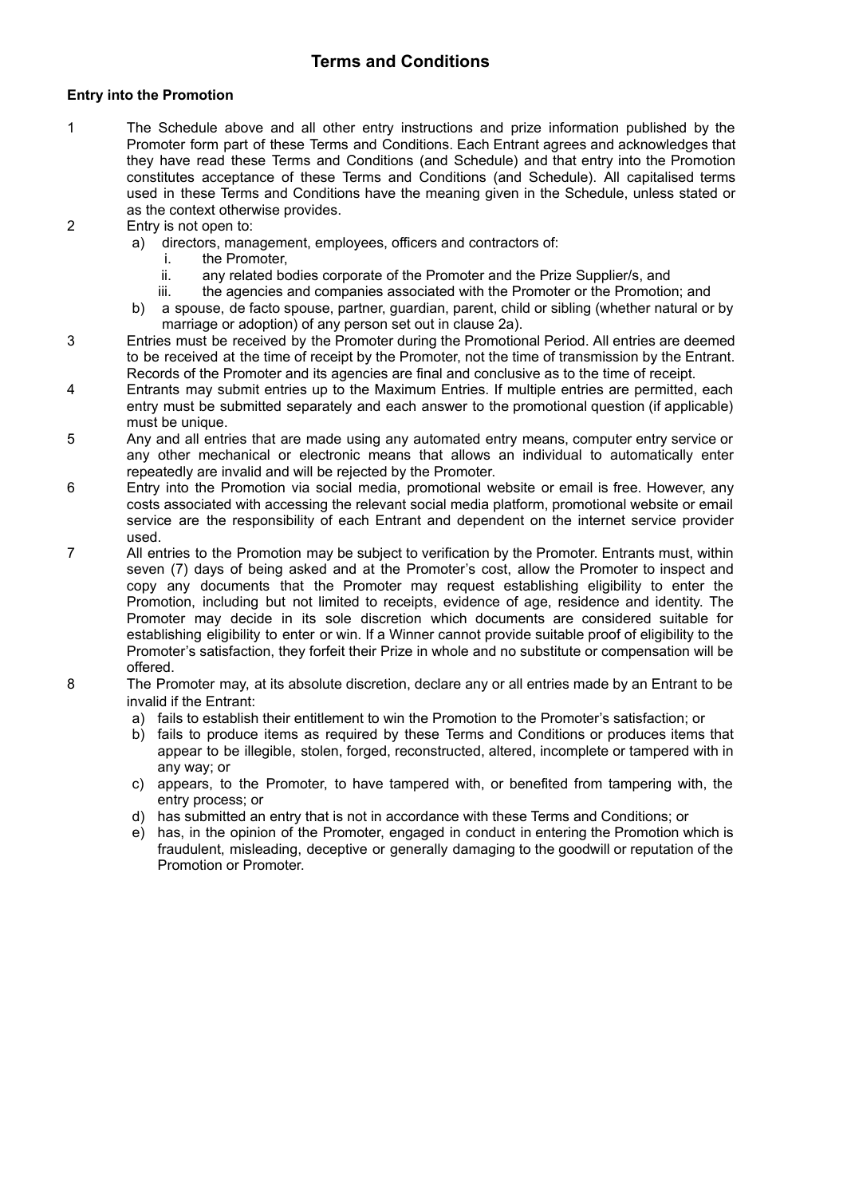# Terms and Conditions

**Entry into the Promotion**

1. The Schedule above and all other entry instructions and prize information published by the Promoter form part of these Terms and Conditions. Each Entrant agrees and acknowledges that they have read these Terms and Conditions (and Schedule) and that entry into the Promotion constitutes acceptance of these Terms and Conditions (and Schedule). All capitalised terms used in these Terms and Conditions have the meaning given in the Schedule, unless stated or as the context otherwise provides.
2. Entry is not open to:
   a) directors, management, employees, officers and contractors of:
      i. the Promoter,
      ii. any related bodies corporate of the Promoter and the Prize Supplier/s, and
      iii. the agencies and companies associated with the Promoter or the Promotion; and
   b) a spouse, de facto spouse, partner, guardian, parent, child or sibling (whether natural or by marriage or adoption) of any person set out in clause 2a).
3. Entries must be received by the Promoter during the Promotional Period. All entries are deemed to be received at the time of receipt by the Promoter, not the time of transmission by the Entrant. Records of the Promoter and its agencies are final and conclusive as to the time of receipt.
4. Entrants may submit entries up to the Maximum Entries. If multiple entries are permitted, each entry must be submitted separately and each answer to the promotional question (if applicable) must be unique.
5. Any and all entries that are made using any automated entry means, computer entry service or any other mechanical or electronic means that allows an individual to automatically enter repeatedly are invalid and will be rejected by the Promoter.
6. Entry into the Promotion via social media, promotional website or email is free. However, any costs associated with accessing the relevant social media platform, promotional website or email service are the responsibility of each Entrant and dependent on the internet service provider used.
7. All entries to the Promotion may be subject to verification by the Promoter. Entrants must, within seven (7) days of being asked and at the Promoter's cost, allow the Promoter to inspect and copy any documents that the Promoter may request establishing eligibility to enter the Promotion, including but not limited to receipts, evidence of age, residence and identity. The Promoter may decide in its sole discretion which documents are considered suitable for establishing eligibility to enter or win. If a Winner cannot provide suitable proof of eligibility to the Promoter's satisfaction, they forfeit their Prize in whole and no substitute or compensation will be offered.
8. The Promoter may, at its absolute discretion, declare any or all entries made by an Entrant to be invalid if the Entrant:
   a) fails to establish their entitlement to win the Promotion to the Promoter's satisfaction; or
   b) fails to produce items as required by these Terms and Conditions or produces items that appear to be illegible, stolen, forged, reconstructed, altered, incomplete or tampered with in any way; or
   c) appears, to the Promoter, to have tampered with, or benefited from tampering with, the entry process; or
   d) has submitted an entry that is not in accordance with these Terms and Conditions; or
   e) has, in the opinion of the Promoter, engaged in conduct in entering the Promotion which is fraudulent, misleading, deceptive or generally damaging to the goodwill or reputation of the Promotion or Promoter.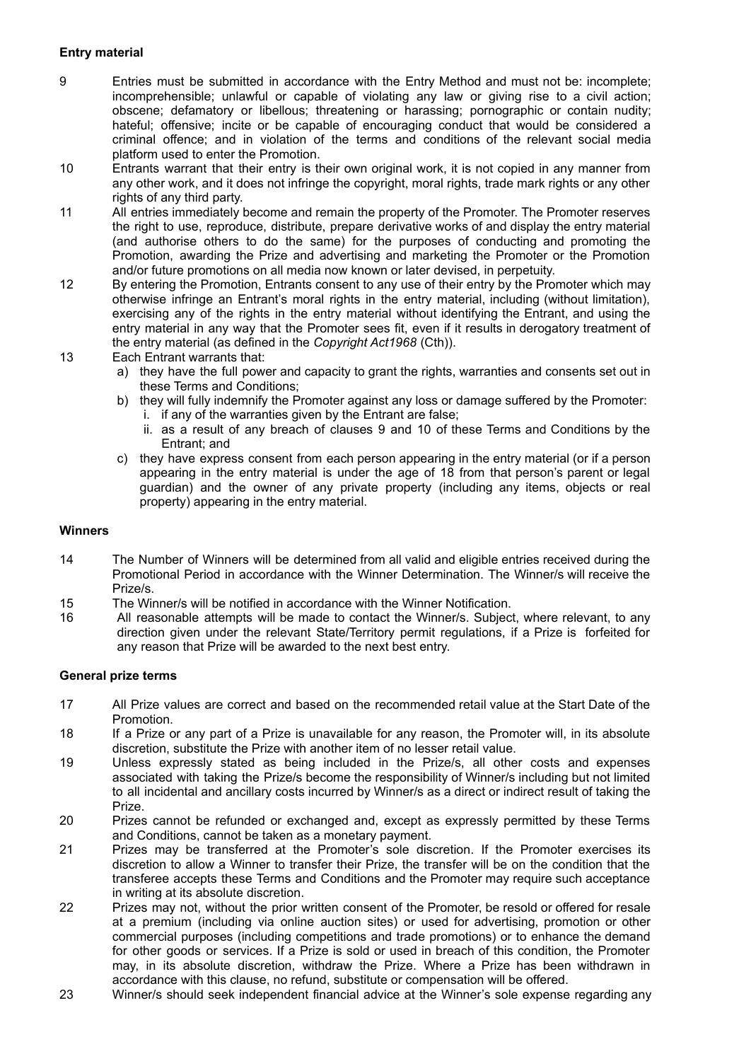**Entry material**

9 Entries must be submitted in accordance with the Entry Method and must not be: incomplete; incomprehensible; unlawful or capable of violating any law or giving rise to a civil action; obscene; defamatory or libellous; threatening or harassing; pornographic or contain nudity; hateful; offensive; incite or be capable of encouraging conduct that would be considered a criminal offence; and in violation of the terms and conditions of the relevant social media platform used to enter the Promotion.

10 Entrants warrant that their entry is their own original work, it is not copied in any manner from any other work, and it does not infringe the copyright, moral rights, trade mark rights or any other rights of any third party.

11 All entries immediately become and remain the property of the Promoter. The Promoter reserves the right to use, reproduce, distribute, prepare derivative works of and display the entry material (and authorise others to do the same) for the purposes of conducting and promoting the Promotion, awarding the Prize and advertising and marketing the Promoter or the Promotion and/or future promotions on all media now known or later devised, in perpetuity.

12 By entering the Promotion, Entrants consent to any use of their entry by the Promoter which may otherwise infringe an Entrant's moral rights in the entry material, including (without limitation), exercising any of the rights in the entry material without identifying the Entrant, and using the entry material in any way that the Promoter sees fit, even if it results in derogatory treatment of the entry material (as defined in the *Copyright Act1968* (Cth)).

13 Each Entrant warrants that:

a) they have the full power and capacity to grant the rights, warranties and consents set out in these Terms and Conditions;
b) they will fully indemnify the Promoter against any loss or damage suffered by the Promoter:
   i. if any of the warranties given by the Entrant are false;
   ii. as a result of any breach of clauses 9 and 10 of these Terms and Conditions by the Entrant; and
c) they have express consent from each person appearing in the entry material (or if a person appearing in the entry material is under the age of 18 from that person's parent or legal guardian) and the owner of any private property (including any items, objects or real property) appearing in the entry material.

**Winners**

14 The Number of Winners will be determined from all valid and eligible entries received during the Promotional Period in accordance with the Winner Determination. The Winner/s will receive the Prize/s.

15 The Winner/s will be notified in accordance with the Winner Notification.

16 All reasonable attempts will be made to contact the Winner/s. Subject, where relevant, to any direction given under the relevant State/Territory permit regulations, if a Prize is forfeited for any reason that Prize will be awarded to the next best entry.

**General prize terms**

17 All Prize values are correct and based on the recommended retail value at the Start Date of the Promotion.

18 If a Prize or any part of a Prize is unavailable for any reason, the Promoter will, in its absolute discretion, substitute the Prize with another item of no lesser retail value.

19 Unless expressly stated as being included in the Prize/s, all other costs and expenses associated with taking the Prize/s become the responsibility of Winner/s including but not limited to all incidental and ancillary costs incurred by Winner/s as a direct or indirect result of taking the Prize.

20 Prizes cannot be refunded or exchanged and, except as expressly permitted by these Terms and Conditions, cannot be taken as a monetary payment.

21 Prizes may be transferred at the Promoter's sole discretion. If the Promoter exercises its discretion to allow a Winner to transfer their Prize, the transfer will be on the condition that the transferee accepts these Terms and Conditions and the Promoter may require such acceptance in writing at its absolute discretion.

22 Prizes may not, without the prior written consent of the Promoter, be resold or offered for resale at a premium (including via online auction sites) or used for advertising, promotion or other commercial purposes (including competitions and trade promotions) or to enhance the demand for other goods or services. If a Prize is sold or used in breach of this condition, the Promoter may, in its absolute discretion, withdraw the Prize. Where a Prize has been withdrawn in accordance with this clause, no refund, substitute or compensation will be offered.

23 Winner/s should seek independent financial advice at the Winner's sole expense regarding any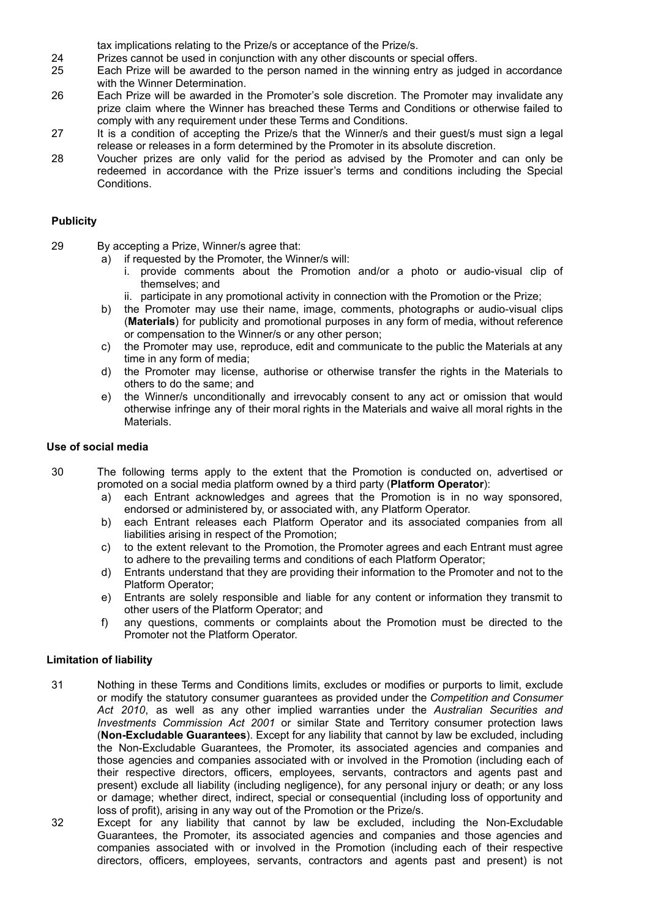tax implications relating to the Prize/s or acceptance of the Prize/s.

24 Prizes cannot be used in conjunction with any other discounts or special offers.

25 Each Prize will be awarded to the person named in the winning entry as judged in accordance with the Winner Determination.

26 Each Prize will be awarded in the Promoter's sole discretion. The Promoter may invalidate any prize claim where the Winner has breached these Terms and Conditions or otherwise failed to comply with any requirement under these Terms and Conditions.

27 It is a condition of accepting the Prize/s that the Winner/s and their guest/s must sign a legal release or releases in a form determined by the Promoter in its absolute discretion.

28 Voucher prizes are only valid for the period as advised by the Promoter and can only be redeemed in accordance with the Prize issuer's terms and conditions including the Special Conditions.

**Publicity**

29 By accepting a Prize, Winner/s agree that:

a) if requested by the Promoter, the Winner/s will:
   i. provide comments about the Promotion and/or a photo or audio-visual clip of themselves; and
   ii. participate in any promotional activity in connection with the Promotion or the Prize;

b) the Promoter may use their name, image, comments, photographs or audio-visual clips (**Materials**) for publicity and promotional purposes in any form of media, without reference or compensation to the Winner/s or any other person;

c) the Promoter may use, reproduce, edit and communicate to the public the Materials at any time in any form of media;

d) the Promoter may license, authorise or otherwise transfer the rights in the Materials to others to do the same; and

e) the Winner/s unconditionally and irrevocably consent to any act or omission that would otherwise infringe any of their moral rights in the Materials and waive all moral rights in the Materials.

**Use of social media**

30 The following terms apply to the extent that the Promotion is conducted on, advertised or promoted on a social media platform owned by a third party (**Platform Operator**):

a) each Entrant acknowledges and agrees that the Promotion is in no way sponsored, endorsed or administered by, or associated with, any Platform Operator.

b) each Entrant releases each Platform Operator and its associated companies from all liabilities arising in respect of the Promotion;

c) to the extent relevant to the Promotion, the Promoter agrees and each Entrant must agree to adhere to the prevailing terms and conditions of each Platform Operator;

d) Entrants understand that they are providing their information to the Promoter and not to the Platform Operator;

e) Entrants are solely responsible and liable for any content or information they transmit to other users of the Platform Operator; and

f) any questions, comments or complaints about the Promotion must be directed to the Promoter not the Platform Operator.

**Limitation of liability**

31 Nothing in these Terms and Conditions limits, excludes or modifies or purports to limit, exclude or modify the statutory consumer guarantees as provided under the *Competition and Consumer Act 2010*, as well as any other implied warranties under the *Australian Securities and Investments Commission Act 2001* or similar State and Territory consumer protection laws (**Non-Excludable Guarantees**). Except for any liability that cannot by law be excluded, including the Non-Excludable Guarantees, the Promoter, its associated agencies and companies and those agencies and companies associated with or involved in the Promotion (including each of their respective directors, officers, employees, servants, contractors and agents past and present) exclude all liability (including negligence), for any personal injury or death; or any loss or damage; whether direct, indirect, special or consequential (including loss of opportunity and loss of profit), arising in any way out of the Promotion or the Prize/s.

32 Except for any liability that cannot by law be excluded, including the Non-Excludable Guarantees, the Promoter, its associated agencies and companies and those agencies and companies associated with or involved in the Promotion (including each of their respective directors, officers, employees, servants, contractors and agents past and present) is not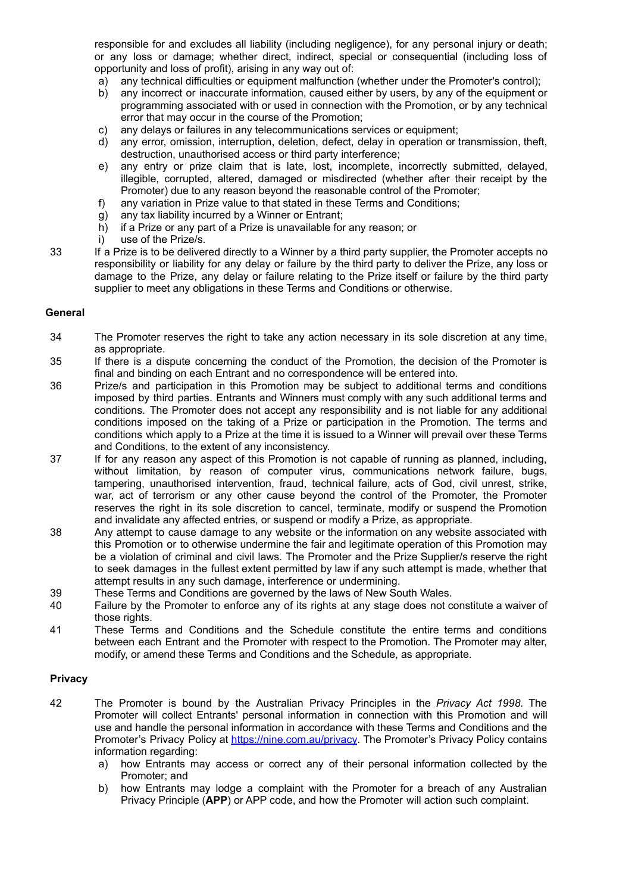responsible for and excludes all liability (including negligence), for any personal injury or death; or any loss or damage; whether direct, indirect, special or consequential (including loss of opportunity and loss of profit), arising in any way out of:

a) any technical difficulties or equipment malfunction (whether under the Promoter's control);
b) any incorrect or inaccurate information, caused either by users, by any of the equipment or programming associated with or used in connection with the Promotion, or by any technical error that may occur in the course of the Promotion;
c) any delays or failures in any telecommunications services or equipment;
d) any error, omission, interruption, deletion, defect, delay in operation or transmission, theft, destruction, unauthorised access or third party interference;
e) any entry or prize claim that is late, lost, incomplete, incorrectly submitted, delayed, illegible, corrupted, altered, damaged or misdirected (whether after their receipt by the Promoter) due to any reason beyond the reasonable control of the Promoter;
f) any variation in Prize value to that stated in these Terms and Conditions;
g) any tax liability incurred by a Winner or Entrant;
h) if a Prize or any part of a Prize is unavailable for any reason; or
i) use of the Prize/s.

33 If a Prize is to be delivered directly to a Winner by a third party supplier, the Promoter accepts no responsibility or liability for any delay or failure by the third party to deliver the Prize, any loss or damage to the Prize, any delay or failure relating to the Prize itself or failure by the third party supplier to meet any obligations in these Terms and Conditions or otherwise.

**General**

34 The Promoter reserves the right to take any action necessary in its sole discretion at any time, as appropriate.

35 If there is a dispute concerning the conduct of the Promotion, the decision of the Promoter is final and binding on each Entrant and no correspondence will be entered into.

36 Prize/s and participation in this Promotion may be subject to additional terms and conditions imposed by third parties. Entrants and Winners must comply with any such additional terms and conditions. The Promoter does not accept any responsibility and is not liable for any additional conditions imposed on the taking of a Prize or participation in the Promotion. The terms and conditions which apply to a Prize at the time it is issued to a Winner will prevail over these Terms and Conditions, to the extent of any inconsistency.

37 If for any reason any aspect of this Promotion is not capable of running as planned, including, without limitation, by reason of computer virus, communications network failure, bugs, tampering, unauthorised intervention, fraud, technical failure, acts of God, civil unrest, strike, war, act of terrorism or any other cause beyond the control of the Promoter, the Promoter reserves the right in its sole discretion to cancel, terminate, modify or suspend the Promotion and invalidate any affected entries, or suspend or modify a Prize, as appropriate.

38 Any attempt to cause damage to any website or the information on any website associated with this Promotion or to otherwise undermine the fair and legitimate operation of this Promotion may be a violation of criminal and civil laws. The Promoter and the Prize Supplier/s reserve the right to seek damages in the fullest extent permitted by law if any such attempt is made, whether that attempt results in any such damage, interference or undermining.

39 These Terms and Conditions are governed by the laws of New South Wales.

40 Failure by the Promoter to enforce any of its rights at any stage does not constitute a waiver of those rights.

41 These Terms and Conditions and the Schedule constitute the entire terms and conditions between each Entrant and the Promoter with respect to the Promotion. The Promoter may alter, modify, or amend these Terms and Conditions and the Schedule, as appropriate.

**Privacy**

42 The Promoter is bound by the Australian Privacy Principles in the *Privacy Act 1998*. The Promoter will collect Entrants' personal information in connection with this Promotion and will use and handle the personal information in accordance with these Terms and Conditions and the Promoter's Privacy Policy at https://nine.com.au/privacy. The Promoter's Privacy Policy contains information regarding:

a) how Entrants may access or correct any of their personal information collected by the Promoter; and
b) how Entrants may lodge a complaint with the Promoter for a breach of any Australian Privacy Principle (**APP**) or APP code, and how the Promoter will action such complaint.